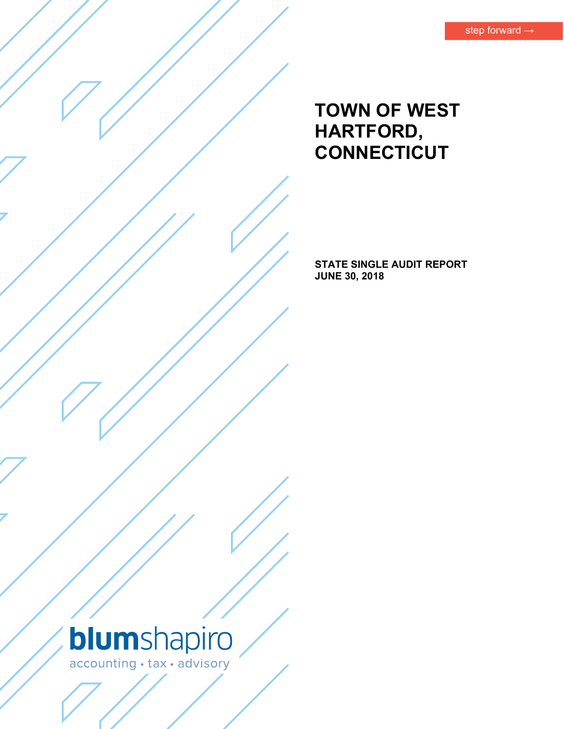step forward →

# TOWN OF WEST HARTFORD, CONNECTICUT

**STATE SINGLE AUDIT REPORT**
**JUNE 30, 2018**

blumshapiro
accounting • tax • advisory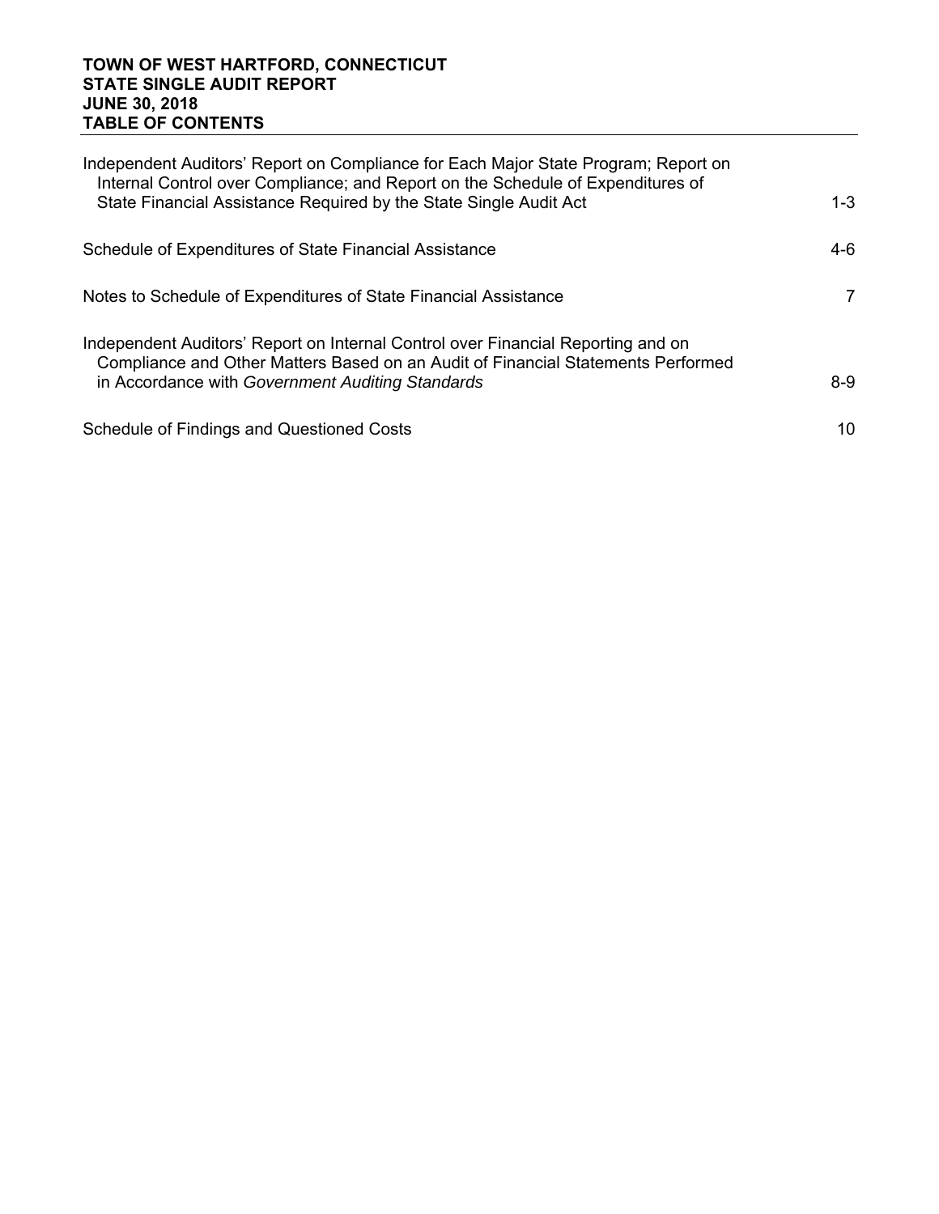# TOWN OF WEST HARTFORD, CONNECTICUT
## STATE SINGLE AUDIT REPORT
## JUNE 30, 2018
## TABLE OF CONTENTS

| | |
|---|---|
| Independent Auditors' Report on Compliance for Each Major State Program; Report on Internal Control over Compliance; and Report on the Schedule of Expenditures of State Financial Assistance Required by the State Single Audit Act | 1-3 |
| Schedule of Expenditures of State Financial Assistance | 4-6 |
| Notes to Schedule of Expenditures of State Financial Assistance | 7 |
| Independent Auditors' Report on Internal Control over Financial Reporting and on Compliance and Other Matters Based on an Audit of Financial Statements Performed in Accordance with *Government Auditing Standards* | 8-9 |
| Schedule of Findings and Questioned Costs | 10 |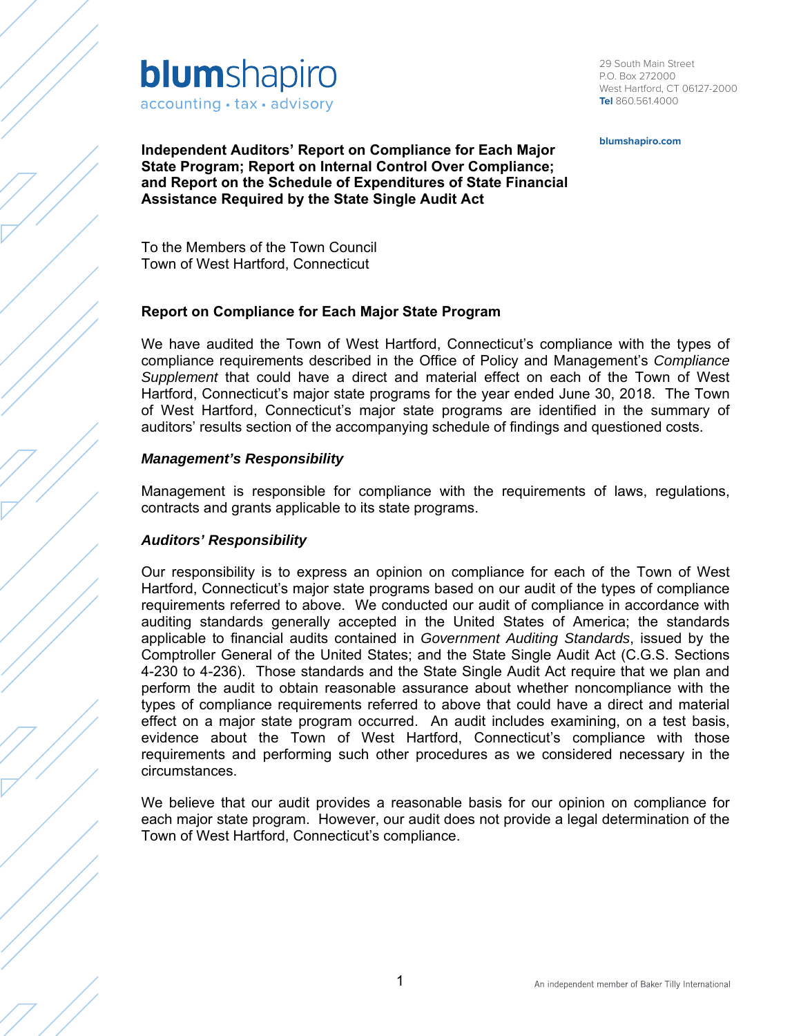blumshapiro
accounting • tax • advisory

29 South Main Street
P.O. Box 272000
West Hartford, CT 06127-2000
**Tel** 860.561.4000

**blumshapiro.com**

**Independent Auditors' Report on Compliance for Each Major State Program; Report on Internal Control Over Compliance; and Report on the Schedule of Expenditures of State Financial Assistance Required by the State Single Audit Act**

To the Members of the Town Council
Town of West Hartford, Connecticut

## Report on Compliance for Each Major State Program

We have audited the Town of West Hartford, Connecticut's compliance with the types of compliance requirements described in the Office of Policy and Management's *Compliance Supplement* that could have a direct and material effect on each of the Town of West Hartford, Connecticut's major state programs for the year ended June 30, 2018. The Town of West Hartford, Connecticut's major state programs are identified in the summary of auditors' results section of the accompanying schedule of findings and questioned costs.

### *Management's Responsibility*

Management is responsible for compliance with the requirements of laws, regulations, contracts and grants applicable to its state programs.

### *Auditors' Responsibility*

Our responsibility is to express an opinion on compliance for each of the Town of West Hartford, Connecticut's major state programs based on our audit of the types of compliance requirements referred to above. We conducted our audit of compliance in accordance with auditing standards generally accepted in the United States of America; the standards applicable to financial audits contained in *Government Auditing Standards*, issued by the Comptroller General of the United States; and the State Single Audit Act (C.G.S. Sections 4-230 to 4-236). Those standards and the State Single Audit Act require that we plan and perform the audit to obtain reasonable assurance about whether noncompliance with the types of compliance requirements referred to above that could have a direct and material effect on a major state program occurred. An audit includes examining, on a test basis, evidence about the Town of West Hartford, Connecticut's compliance with those requirements and performing such other procedures as we considered necessary in the circumstances.

We believe that our audit provides a reasonable basis for our opinion on compliance for each major state program. However, our audit does not provide a legal determination of the Town of West Hartford, Connecticut's compliance.

An independent member of Baker Tilly International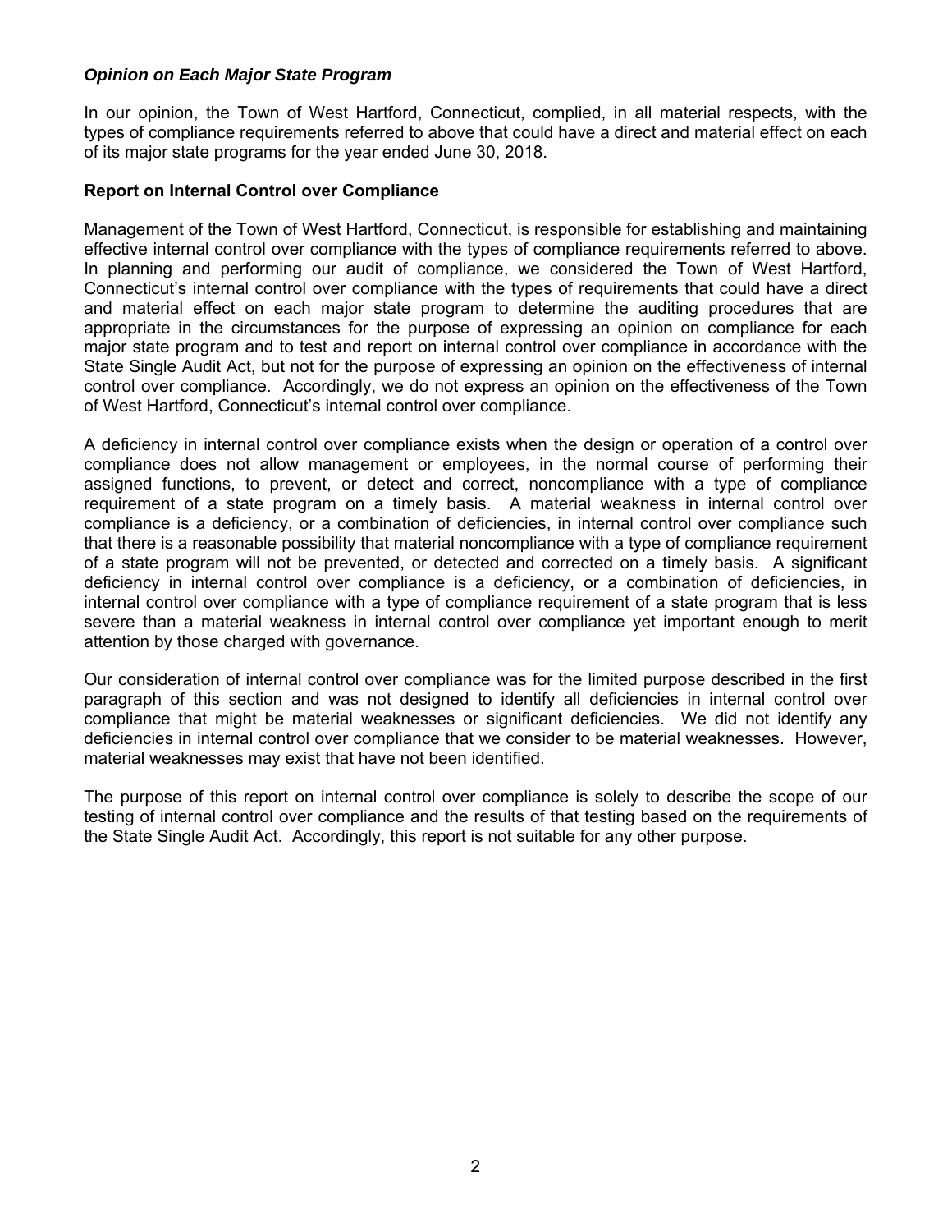### *Opinion on Each Major State Program*

In our opinion, the Town of West Hartford, Connecticut, complied, in all material respects, with the types of compliance requirements referred to above that could have a direct and material effect on each of its major state programs for the year ended June 30, 2018.

### Report on Internal Control over Compliance

Management of the Town of West Hartford, Connecticut, is responsible for establishing and maintaining effective internal control over compliance with the types of compliance requirements referred to above. In planning and performing our audit of compliance, we considered the Town of West Hartford, Connecticut's internal control over compliance with the types of requirements that could have a direct and material effect on each major state program to determine the auditing procedures that are appropriate in the circumstances for the purpose of expressing an opinion on compliance for each major state program and to test and report on internal control over compliance in accordance with the State Single Audit Act, but not for the purpose of expressing an opinion on the effectiveness of internal control over compliance. Accordingly, we do not express an opinion on the effectiveness of the Town of West Hartford, Connecticut's internal control over compliance.

A deficiency in internal control over compliance exists when the design or operation of a control over compliance does not allow management or employees, in the normal course of performing their assigned functions, to prevent, or detect and correct, noncompliance with a type of compliance requirement of a state program on a timely basis. A material weakness in internal control over compliance is a deficiency, or a combination of deficiencies, in internal control over compliance such that there is a reasonable possibility that material noncompliance with a type of compliance requirement of a state program will not be prevented, or detected and corrected on a timely basis. A significant deficiency in internal control over compliance is a deficiency, or a combination of deficiencies, in internal control over compliance with a type of compliance requirement of a state program that is less severe than a material weakness in internal control over compliance yet important enough to merit attention by those charged with governance.

Our consideration of internal control over compliance was for the limited purpose described in the first paragraph of this section and was not designed to identify all deficiencies in internal control over compliance that might be material weaknesses or significant deficiencies. We did not identify any deficiencies in internal control over compliance that we consider to be material weaknesses. However, material weaknesses may exist that have not been identified.

The purpose of this report on internal control over compliance is solely to describe the scope of our testing of internal control over compliance and the results of that testing based on the requirements of the State Single Audit Act. Accordingly, this report is not suitable for any other purpose.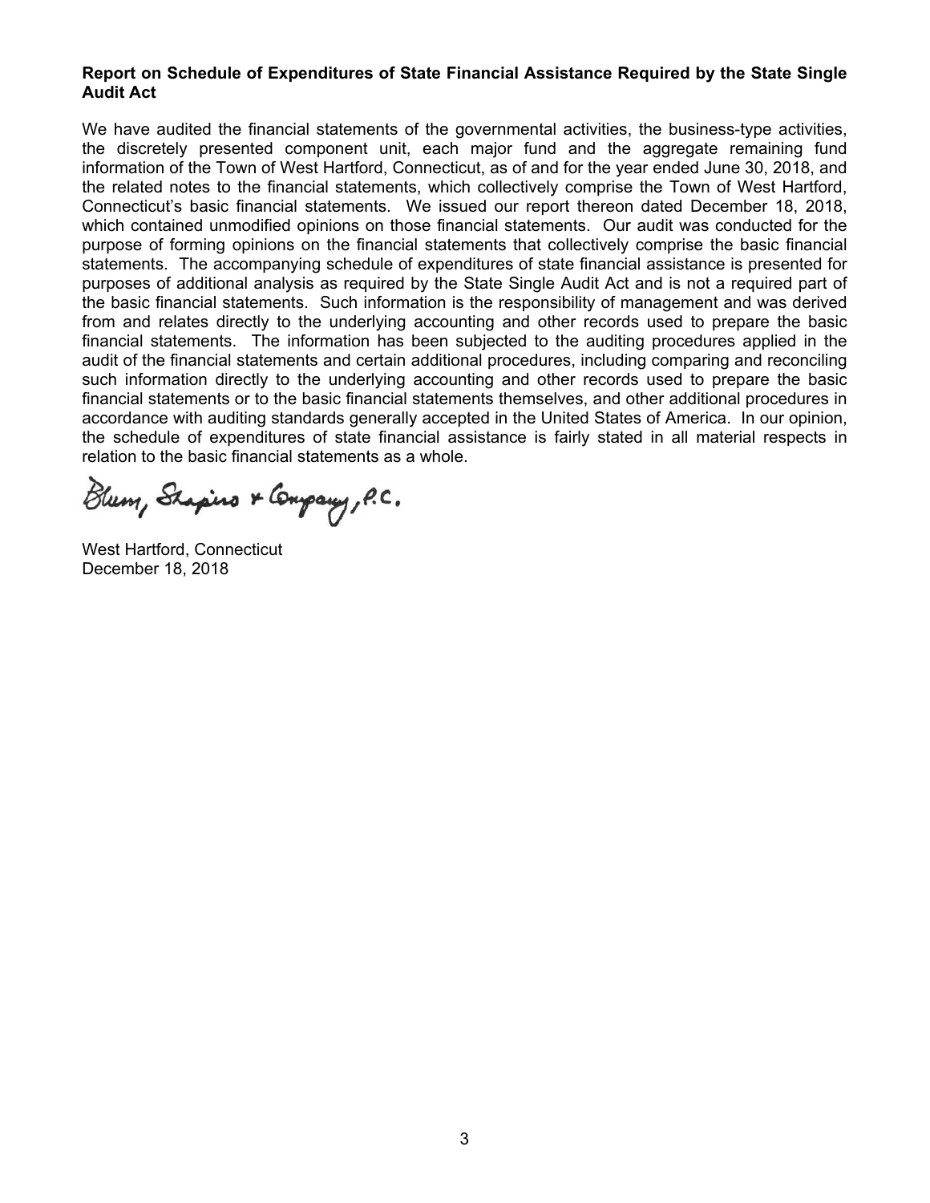**Report on Schedule of Expenditures of State Financial Assistance Required by the State Single Audit Act**

We have audited the financial statements of the governmental activities, the business-type activities, the discretely presented component unit, each major fund and the aggregate remaining fund information of the Town of West Hartford, Connecticut, as of and for the year ended June 30, 2018, and the related notes to the financial statements, which collectively comprise the Town of West Hartford, Connecticut's basic financial statements. We issued our report thereon dated December 18, 2018, which contained unmodified opinions on those financial statements. Our audit was conducted for the purpose of forming opinions on the financial statements that collectively comprise the basic financial statements. The accompanying schedule of expenditures of state financial assistance is presented for purposes of additional analysis as required by the State Single Audit Act and is not a required part of the basic financial statements. Such information is the responsibility of management and was derived from and relates directly to the underlying accounting and other records used to prepare the basic financial statements. The information has been subjected to the auditing procedures applied in the audit of the financial statements and certain additional procedures, including comparing and reconciling such information directly to the underlying accounting and other records used to prepare the basic financial statements or to the basic financial statements themselves, and other additional procedures in accordance with auditing standards generally accepted in the United States of America. In our opinion, the schedule of expenditures of state financial assistance is fairly stated in all material respects in relation to the basic financial statements as a whole.

Blum, Shapiro & Company, P.C.

West Hartford, Connecticut
December 18, 2018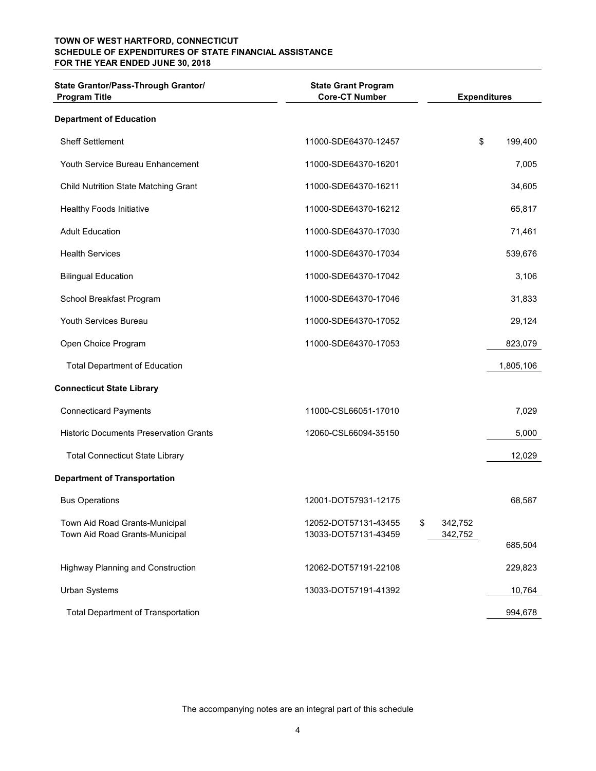**TOWN OF WEST HARTFORD, CONNECTICUT**
**SCHEDULE OF EXPENDITURES OF STATE FINANCIAL ASSISTANCE**
**FOR THE YEAR ENDED JUNE 30, 2018**

| State Grantor/Pass-Through Grantor/ Program Title | State Grant Program Core-CT Number | | Expenditures |
|---|---|---|---|
| **Department of Education** | | | |
| Sheff Settlement | 11000-SDE64370-12457 | | $ 199,400 |
| Youth Service Bureau Enhancement | 11000-SDE64370-16201 | | 7,005 |
| Child Nutrition State Matching Grant | 11000-SDE64370-16211 | | 34,605 |
| Healthy Foods Initiative | 11000-SDE64370-16212 | | 65,817 |
| Adult Education | 11000-SDE64370-17030 | | 71,461 |
| Health Services | 11000-SDE64370-17034 | | 539,676 |
| Bilingual Education | 11000-SDE64370-17042 | | 3,106 |
| School Breakfast Program | 11000-SDE64370-17046 | | 31,833 |
| Youth Services Bureau | 11000-SDE64370-17052 | | 29,124 |
| Open Choice Program | 11000-SDE64370-17053 | | 823,079 |
| Total Department of Education | | | 1,805,106 |
| **Connecticut State Library** | | | |
| Connecticard Payments | 11000-CSL66051-17010 | | 7,029 |
| Historic Documents Preservation Grants | 12060-CSL66094-35150 | | 5,000 |
| Total Connecticut State Library | | | 12,029 |
| **Department of Transportation** | | | |
| Bus Operations | 12001-DOT57931-12175 | | 68,587 |
| Town Aid Road Grants-Municipal | 12052-DOT57131-43455 | $ 342,752 | |
| Town Aid Road Grants-Municipal | 13033-DOT57131-43459 | 342,752 | 685,504 |
| Highway Planning and Construction | 12062-DOT57191-22108 | | 229,823 |
| Urban Systems | 13033-DOT57191-41392 | | 10,764 |
| Total Department of Transportation | | | 994,678 |

The accompanying notes are an integral part of this schedule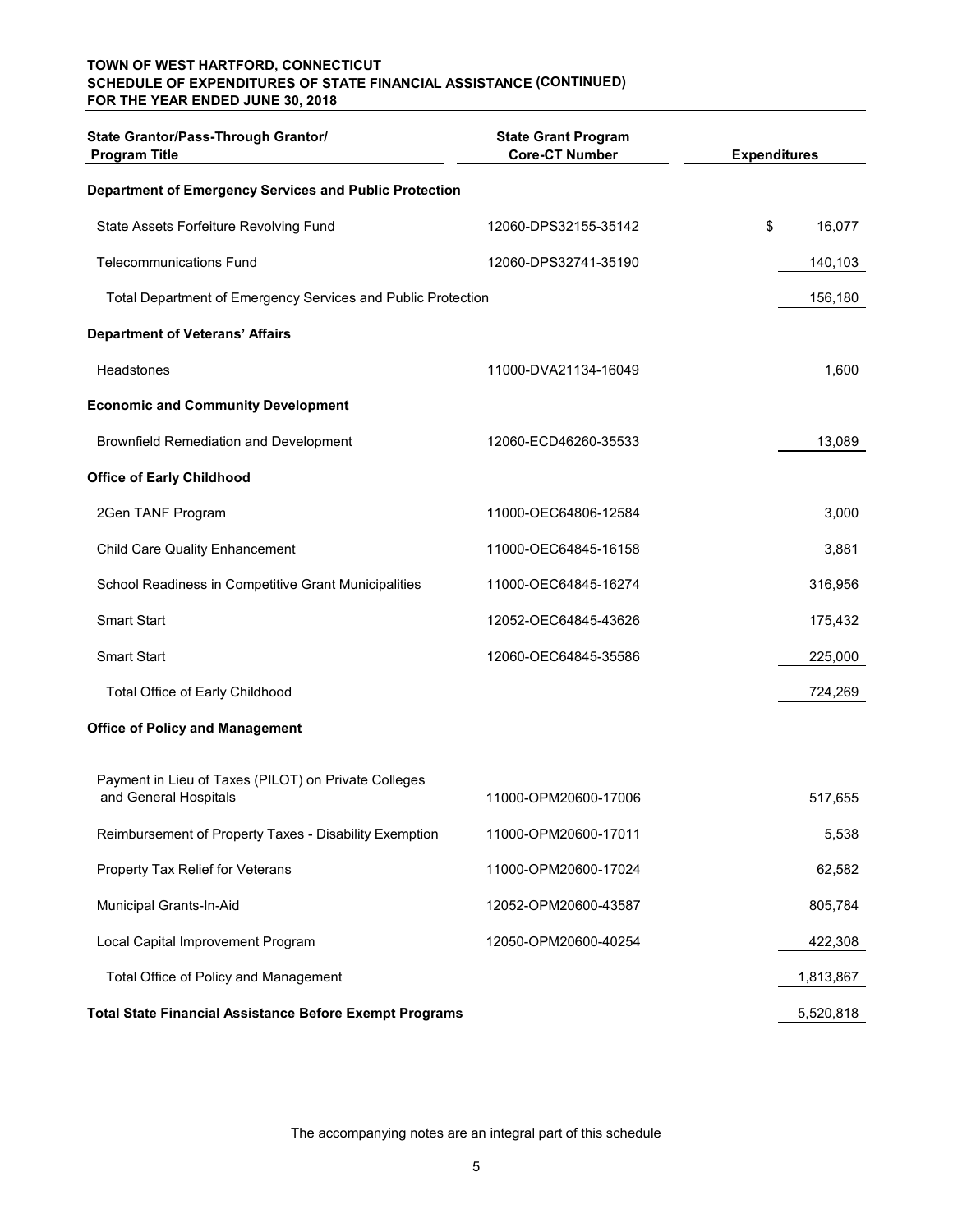**TOWN OF WEST HARTFORD, CONNECTICUT**
**SCHEDULE OF EXPENDITURES OF STATE FINANCIAL ASSISTANCE (CONTINUED)**
**FOR THE YEAR ENDED JUNE 30, 2018**

| State Grantor/Pass-Through Grantor/ Program Title | State Grant Program Core-CT Number | Expenditures |
|---|---|---|
| **Department of Emergency Services and Public Protection** | | |
| State Assets Forfeiture Revolving Fund | 12060-DPS32155-35142 | $ 16,077 |
| Telecommunications Fund | 12060-DPS32741-35190 | 140,103 |
| Total Department of Emergency Services and Public Protection | | 156,180 |
| **Department of Veterans' Affairs** | | |
| Headstones | 11000-DVA21134-16049 | 1,600 |
| **Economic and Community Development** | | |
| Brownfield Remediation and Development | 12060-ECD46260-35533 | 13,089 |
| **Office of Early Childhood** | | |
| 2Gen TANF Program | 11000-OEC64806-12584 | 3,000 |
| Child Care Quality Enhancement | 11000-OEC64845-16158 | 3,881 |
| School Readiness in Competitive Grant Municipalities | 11000-OEC64845-16274 | 316,956 |
| Smart Start | 12052-OEC64845-43626 | 175,432 |
| Smart Start | 12060-OEC64845-35586 | 225,000 |
| Total Office of Early Childhood | | 724,269 |
| **Office of Policy and Management** | | |
| Payment in Lieu of Taxes (PILOT) on Private Colleges and General Hospitals | 11000-OPM20600-17006 | 517,655 |
| Reimbursement of Property Taxes - Disability Exemption | 11000-OPM20600-17011 | 5,538 |
| Property Tax Relief for Veterans | 11000-OPM20600-17024 | 62,582 |
| Municipal Grants-In-Aid | 12052-OPM20600-43587 | 805,784 |
| Local Capital Improvement Program | 12050-OPM20600-40254 | 422,308 |
| Total Office of Policy and Management | | 1,813,867 |
| **Total State Financial Assistance Before Exempt Programs** | | 5,520,818 |

The accompanying notes are an integral part of this schedule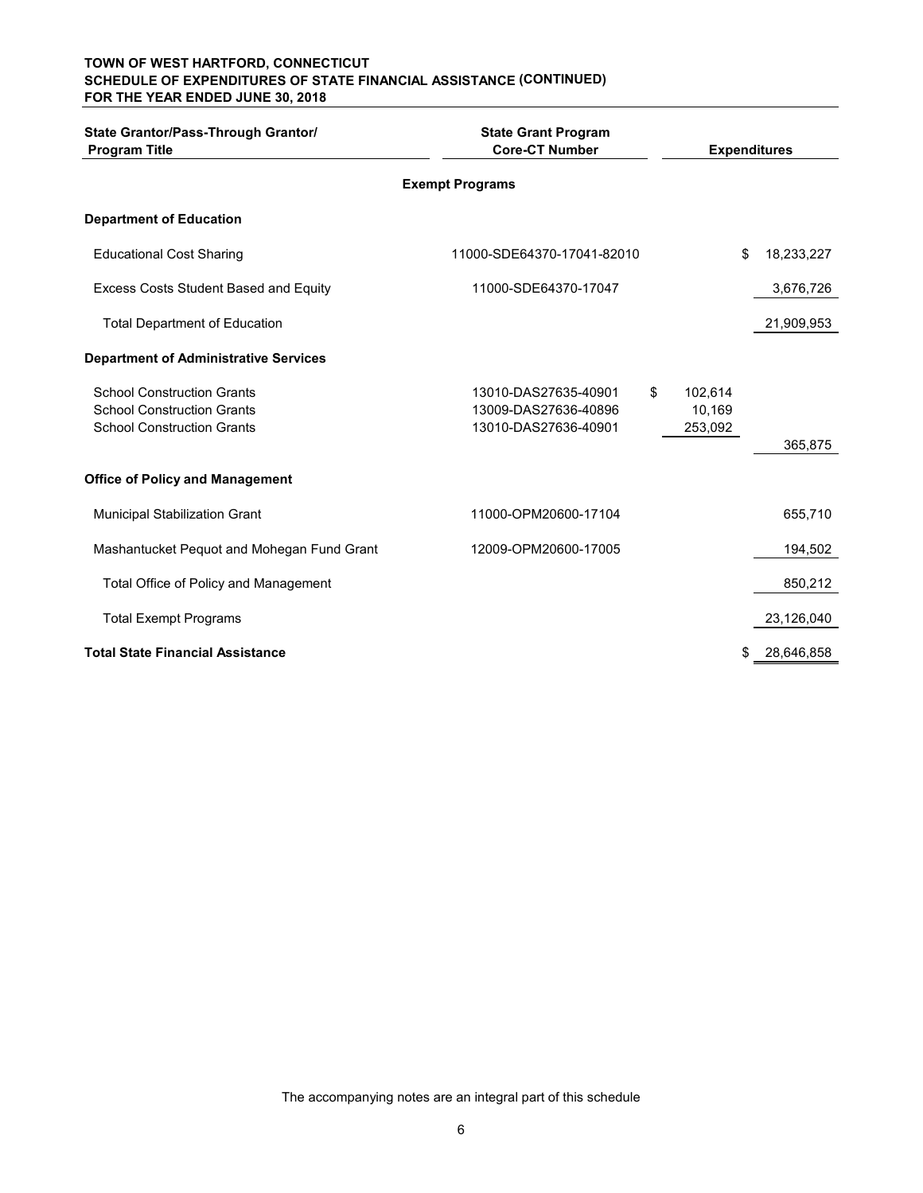**TOWN OF WEST HARTFORD, CONNECTICUT**
**SCHEDULE OF EXPENDITURES OF STATE FINANCIAL ASSISTANCE (CONTINUED)**
**FOR THE YEAR ENDED JUNE 30, 2018**

| State Grantor/Pass-Through Grantor/ Program Title | State Grant Program Core-CT Number | | Expenditures |
|---|---|---|---|
| | **Exempt Programs** | | |
| **Department of Education** | | | |
| Educational Cost Sharing | 11000-SDE64370-17041-82010 | | $ 18,233,227 |
| Excess Costs Student Based and Equity | 11000-SDE64370-17047 | | 3,676,726 |
| Total Department of Education | | | 21,909,953 |
| **Department of Administrative Services** | | | |
| School Construction Grants | 13010-DAS27635-40901 | $ 102,614 | |
| School Construction Grants | 13009-DAS27636-40896 | 10,169 | |
| School Construction Grants | 13010-DAS27636-40901 | 253,092 | 365,875 |
| **Office of Policy and Management** | | | |
| Municipal Stabilization Grant | 11000-OPM20600-17104 | | 655,710 |
| Mashantucket Pequot and Mohegan Fund Grant | 12009-OPM20600-17005 | | 194,502 |
| Total Office of Policy and Management | | | 850,212 |
| Total Exempt Programs | | | 23,126,040 |
| **Total State Financial Assistance** | | | $ 28,646,858 |

The accompanying notes are an integral part of this schedule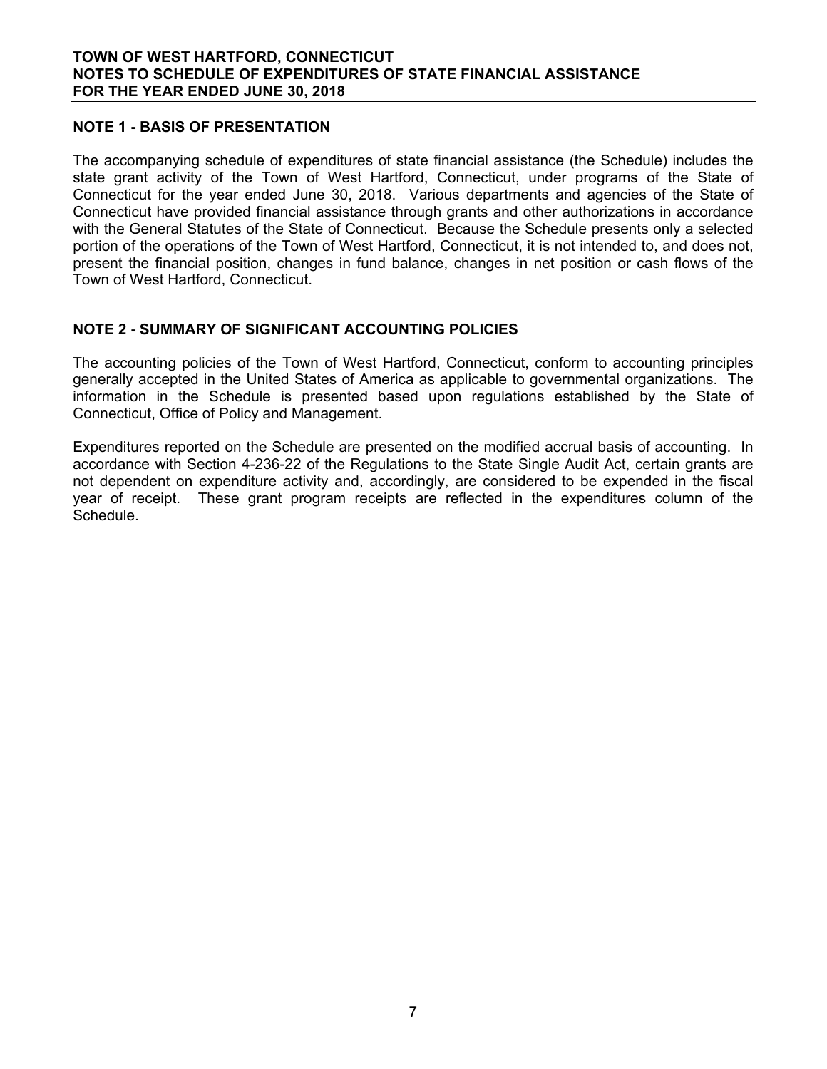# TOWN OF WEST HARTFORD, CONNECTICUT
# NOTES TO SCHEDULE OF EXPENDITURES OF STATE FINANCIAL ASSISTANCE
# FOR THE YEAR ENDED JUNE 30, 2018

## NOTE 1 - BASIS OF PRESENTATION

The accompanying schedule of expenditures of state financial assistance (the Schedule) includes the state grant activity of the Town of West Hartford, Connecticut, under programs of the State of Connecticut for the year ended June 30, 2018. Various departments and agencies of the State of Connecticut have provided financial assistance through grants and other authorizations in accordance with the General Statutes of the State of Connecticut. Because the Schedule presents only a selected portion of the operations of the Town of West Hartford, Connecticut, it is not intended to, and does not, present the financial position, changes in fund balance, changes in net position or cash flows of the Town of West Hartford, Connecticut.

## NOTE 2 - SUMMARY OF SIGNIFICANT ACCOUNTING POLICIES

The accounting policies of the Town of West Hartford, Connecticut, conform to accounting principles generally accepted in the United States of America as applicable to governmental organizations. The information in the Schedule is presented based upon regulations established by the State of Connecticut, Office of Policy and Management.

Expenditures reported on the Schedule are presented on the modified accrual basis of accounting. In accordance with Section 4-236-22 of the Regulations to the State Single Audit Act, certain grants are not dependent on expenditure activity and, accordingly, are considered to be expended in the fiscal year of receipt. These grant program receipts are reflected in the expenditures column of the Schedule.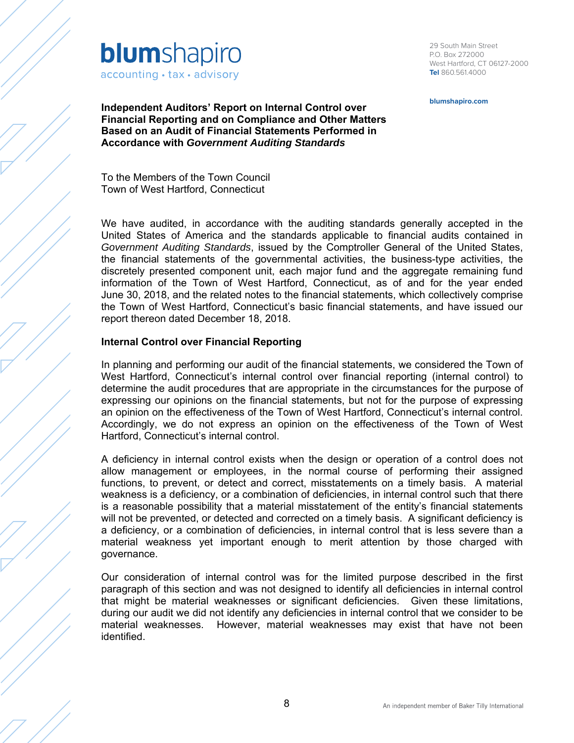blumshapiro
accounting • tax • advisory

29 South Main Street
P.O. Box 272000
West Hartford, CT 06127-2000
**Tel** 860.561.4000

**blumshapiro.com**

## Independent Auditors' Report on Internal Control over Financial Reporting and on Compliance and Other Matters Based on an Audit of Financial Statements Performed in Accordance with *Government Auditing Standards*

To the Members of the Town Council
Town of West Hartford, Connecticut

We have audited, in accordance with the auditing standards generally accepted in the United States of America and the standards applicable to financial audits contained in *Government Auditing Standards*, issued by the Comptroller General of the United States, the financial statements of the governmental activities, the business-type activities, the discretely presented component unit, each major fund and the aggregate remaining fund information of the Town of West Hartford, Connecticut, as of and for the year ended June 30, 2018, and the related notes to the financial statements, which collectively comprise the Town of West Hartford, Connecticut's basic financial statements, and have issued our report thereon dated December 18, 2018.

### Internal Control over Financial Reporting

In planning and performing our audit of the financial statements, we considered the Town of West Hartford, Connecticut's internal control over financial reporting (internal control) to determine the audit procedures that are appropriate in the circumstances for the purpose of expressing our opinions on the financial statements, but not for the purpose of expressing an opinion on the effectiveness of the Town of West Hartford, Connecticut's internal control. Accordingly, we do not express an opinion on the effectiveness of the Town of West Hartford, Connecticut's internal control.

A deficiency in internal control exists when the design or operation of a control does not allow management or employees, in the normal course of performing their assigned functions, to prevent, or detect and correct, misstatements on a timely basis. A material weakness is a deficiency, or a combination of deficiencies, in internal control such that there is a reasonable possibility that a material misstatement of the entity's financial statements will not be prevented, or detected and corrected on a timely basis. A significant deficiency is a deficiency, or a combination of deficiencies, in internal control that is less severe than a material weakness yet important enough to merit attention by those charged with governance.

Our consideration of internal control was for the limited purpose described in the first paragraph of this section and was not designed to identify all deficiencies in internal control that might be material weaknesses or significant deficiencies. Given these limitations, during our audit we did not identify any deficiencies in internal control that we consider to be material weaknesses. However, material weaknesses may exist that have not been identified.

An independent member of Baker Tilly International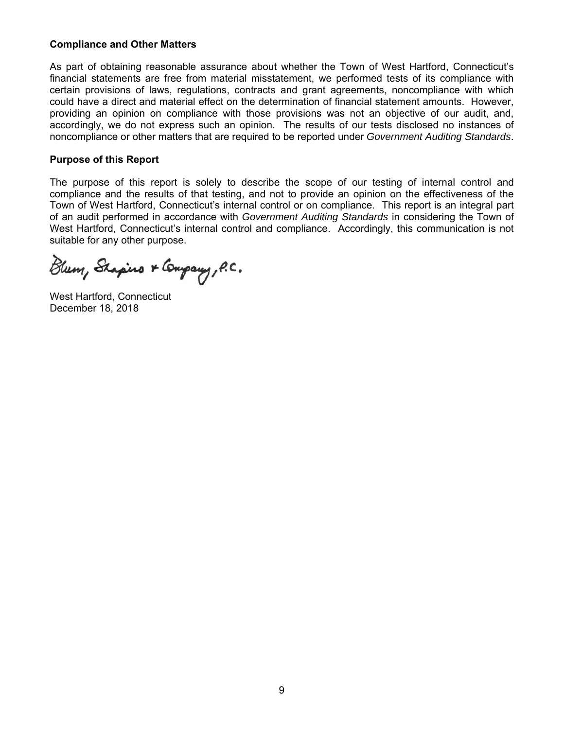**Compliance and Other Matters**

As part of obtaining reasonable assurance about whether the Town of West Hartford, Connecticut's financial statements are free from material misstatement, we performed tests of its compliance with certain provisions of laws, regulations, contracts and grant agreements, noncompliance with which could have a direct and material effect on the determination of financial statement amounts. However, providing an opinion on compliance with those provisions was not an objective of our audit, and, accordingly, we do not express such an opinion. The results of our tests disclosed no instances of noncompliance or other matters that are required to be reported under *Government Auditing Standards*.

**Purpose of this Report**

The purpose of this report is solely to describe the scope of our testing of internal control and compliance and the results of that testing, and not to provide an opinion on the effectiveness of the Town of West Hartford, Connecticut's internal control or on compliance. This report is an integral part of an audit performed in accordance with *Government Auditing Standards* in considering the Town of West Hartford, Connecticut's internal control and compliance. Accordingly, this communication is not suitable for any other purpose.

Blum, Shapiro & Company, P.C.

West Hartford, Connecticut
December 18, 2018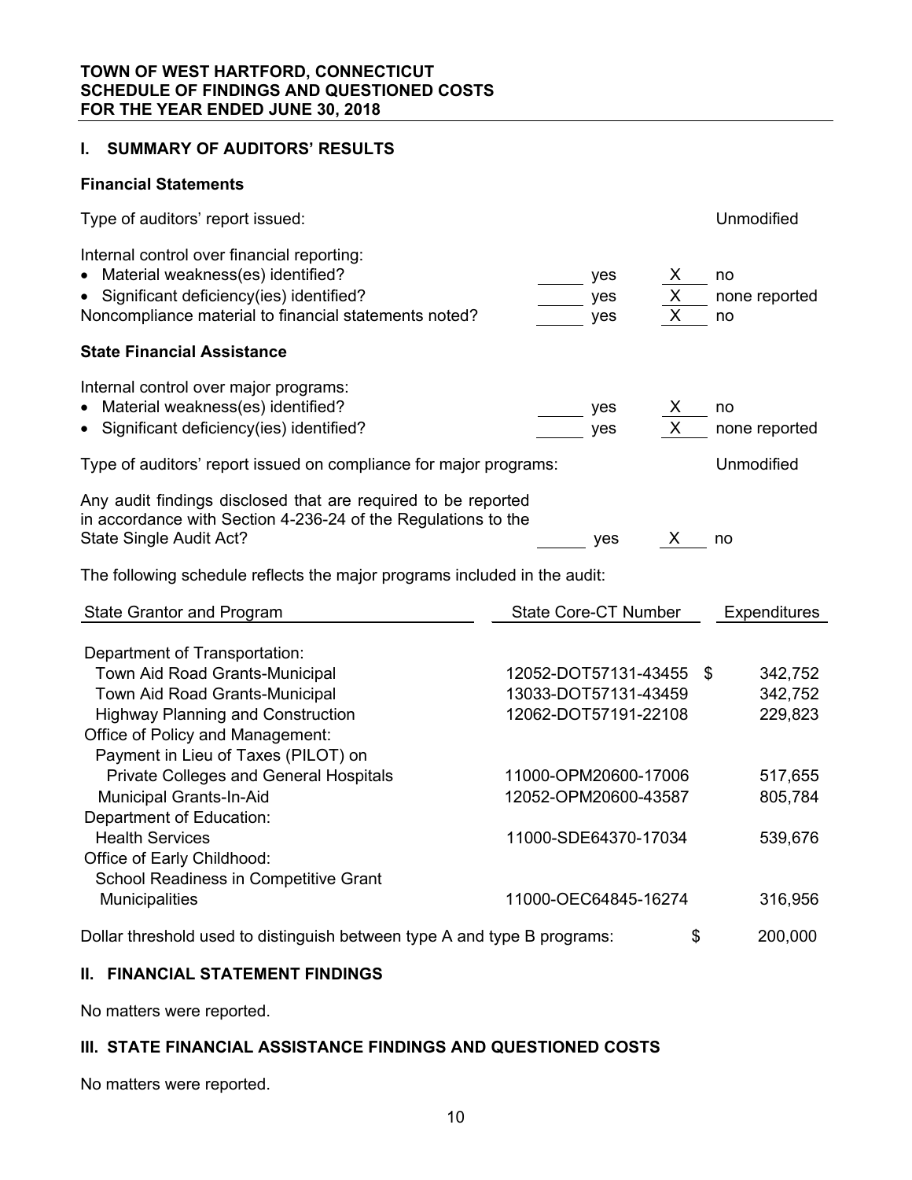**TOWN OF WEST HARTFORD, CONNECTICUT**
**SCHEDULE OF FINDINGS AND QUESTIONED COSTS**
**FOR THE YEAR ENDED JUNE 30, 2018**

## I. SUMMARY OF AUDITORS' RESULTS

### Financial Statements

Type of auditors' report issued: Unmodified

Internal control over financial reporting:

| | | | | |
|---|---|---|---|---|
| • Material weakness(es) identified? | ____ | yes | X | no |
| • Significant deficiency(ies) identified? | ____ | yes | X | none reported |
| Noncompliance material to financial statements noted? | ____ | yes | X | no |

### State Financial Assistance

Internal control over major programs:

| | | | | |
|---|---|---|---|---|
| • Material weakness(es) identified? | ____ | yes | X | no |
| • Significant deficiency(ies) identified? | ____ | yes | X | none reported |

Type of auditors' report issued on compliance for major programs: Unmodified

| | | | | |
|---|---|---|---|---|
| Any audit findings disclosed that are required to be reported in accordance with Section 4-236-24 of the Regulations to the State Single Audit Act? | ____ | yes | X | no |

The following schedule reflects the major programs included in the audit:

| State Grantor and Program | State Core-CT Number | Expenditures |
|---|---|---|
| Department of Transportation: | | |
| Town Aid Road Grants-Municipal | 12052-DOT57131-43455 | $ 342,752 |
| Town Aid Road Grants-Municipal | 13033-DOT57131-43459 | 342,752 |
| Highway Planning and Construction | 12062-DOT57191-22108 | 229,823 |
| Office of Policy and Management: | | |
| Payment in Lieu of Taxes (PILOT) on Private Colleges and General Hospitals | 11000-OPM20600-17006 | 517,655 |
| Municipal Grants-In-Aid | 12052-OPM20600-43587 | 805,784 |
| Department of Education: | | |
| Health Services | 11000-SDE64370-17034 | 539,676 |
| Office of Early Childhood: | | |
| School Readiness in Competitive Grant Municipalities | 11000-OEC64845-16274 | 316,956 |

Dollar threshold used to distinguish between type A and type B programs: $ 200,000

## II. FINANCIAL STATEMENT FINDINGS

No matters were reported.

## III. STATE FINANCIAL ASSISTANCE FINDINGS AND QUESTIONED COSTS

No matters were reported.